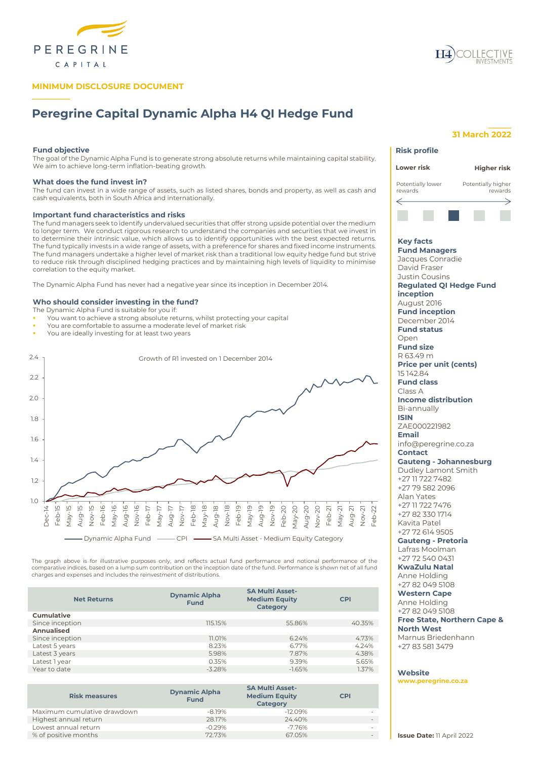PEREGRINE CAPITAL

H4 COLLECTIVE INVESTMENTS

**MINIMUM DISCLOSURE DOCUMENT**

# Peregrine Capital Dynamic Alpha H4 QI Hedge Fund

**31 March 2022**

### Fund objective

The goal of the Dynamic Alpha Fund is to generate strong absolute returns while maintaining capital stability. We aim to achieve long-term inflation-beating growth.

### What does the fund invest in?

The fund can invest in a wide range of assets, such as listed shares, bonds and property, as well as cash and cash equivalents, both in South Africa and internationally.

### Important fund characteristics and risks

The fund managers seek to identify undervalued securities that offer strong upside potential over the medium to longer term. We conduct rigorous research to understand the companies and securities that we invest in to determine their intrinsic value, which allows us to identify opportunities with the best expected returns. The fund typically invests in a wide range of assets, with a preference for shares and fixed income instruments. The fund managers undertake a higher level of market risk than a traditional low equity hedge fund but strive to reduce risk through disciplined hedging practices and by maintaining high levels of liquidity to minimise correlation to the equity market.

The Dynamic Alpha Fund has never had a negative year since its inception in December 2014.

### Who should consider investing in the fund?

The Dynamic Alpha Fund is suitable for you if:

- You want to achieve a strong absolute returns, whilst protecting your capital
- You are comfortable to assume a moderate level of market risk
- You are ideally investing for at least two years

Growth of R1 invested on 1 December 2014

Dynamic Alpha Fund — CPI — SA Multi Asset - Medium Equity Category

The graph above is for illustrative purposes only, and reflects actual fund performance and notional performance of the comparative indices, based on a lump sum contribution on the inception date of the fund. Performance is shown net of all fund charges and expenses and includes the reinvestment of distributions.

| Net Returns | Dynamic Alpha Fund | SA Multi Asset-Medium Equity Category | CPI |
|---|---|---|---|
| **Cumulative** | | | |
| Since inception | 115.15% | 55.86% | 40.35% |
| **Annualised** | | | |
| Since inception | 11.01% | 6.24% | 4.73% |
| Latest 5 years | 8.23% | 6.77% | 4.24% |
| Latest 3 years | 5.98% | 7.87% | 4.38% |
| Latest 1 year | 0.35% | 9.39% | 5.65% |
| Year to date | -3.28% | -1.65% | 1.37% |

| Risk measures | Dynamic Alpha Fund | SA Multi Asset-Medium Equity Category | CPI |
|---|---|---|---|
| Maximum cumulative drawdown | -8.19% | -12.09% | - |
| Highest annual return | 28.17% | 24.40% | - |
| Lowest annual return | -0.29% | -7.76% | - |
| % of positive months | 72.73% | 67.05% | - |

### Risk profile

Lower risk — Higher risk

Potentially lower rewards — Potentially higher rewards

### Key facts

**Fund Managers**
Jacques Conradie
David Fraser
Justin Cousins

**Regulated QI Hedge Fund inception**
August 2016

**Fund inception**
December 2014

**Fund status**
Open

**Fund size**
R 63.49 m

**Price per unit (cents)**
15 142.84

**Fund class**
Class A

**Income distribution**
Bi-annually

**ISIN**
ZAE000221982

**Email**
info@peregrine.co.za

**Contact**

**Gauteng - Johannesburg**
Dudley Lamont Smith
+27 11 722 7482
+27 79 582 2096
Alan Yates
+27 11 722 7476
+27 82 330 1714
Kavita Patel
+27 72 614 9505

**Gauteng - Pretoria**
Lafras Moolman
+27 72 540 0431

**KwaZulu Natal**
Anne Holding
+27 82 049 5108

**Western Cape**
Anne Holding
+27 82 049 5108

**Free State, Northern Cape & North West**
Marnus Briedenhann
+27 83 581 3479

**Website**
www.peregrine.co.za

**Issue Date:** 11 April 2022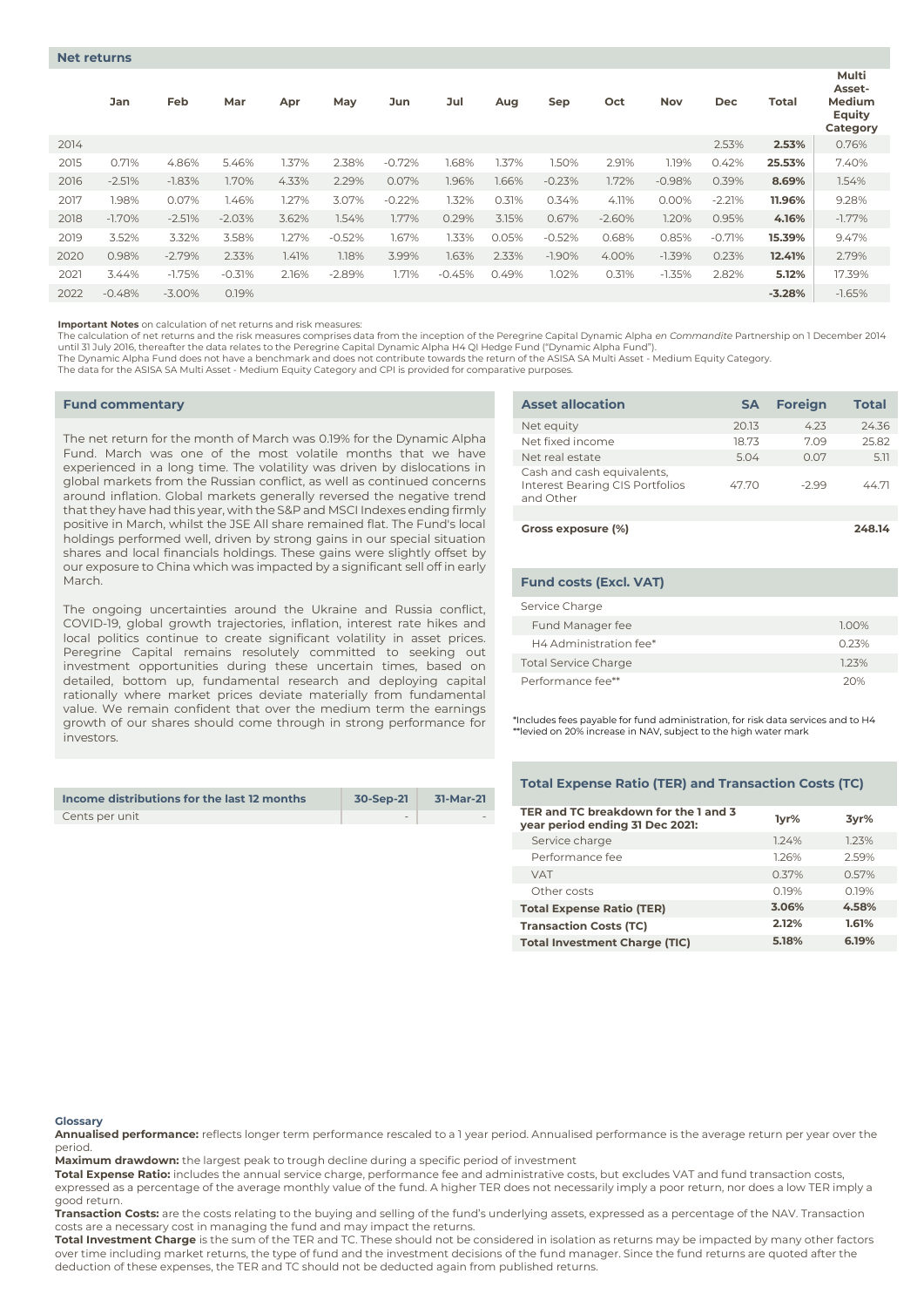## Net returns

| | Jan | Feb | Mar | Apr | May | Jun | Jul | Aug | Sep | Oct | Nov | Dec | Total | Multi Asset-Medium Equity Category |
|---|---|---|---|---|---|---|---|---|---|---|---|---|---|---|
| 2014 | | | | | | | | | | | | 2.53% | **2.53%** | 0.76% |
| 2015 | 0.71% | 4.86% | 5.46% | 1.37% | 2.38% | -0.72% | 1.68% | 1.37% | 1.50% | 2.91% | 1.19% | 0.42% | **25.53%** | 7.40% |
| 2016 | -2.51% | -1.83% | 1.70% | 4.33% | 2.29% | 0.07% | 1.96% | 1.66% | -0.23% | 1.72% | -0.98% | 0.39% | **8.69%** | 1.54% |
| 2017 | 1.98% | 0.07% | 1.46% | 1.27% | 3.07% | -0.22% | 1.32% | 0.31% | 0.34% | 4.11% | 0.00% | -2.21% | **11.96%** | 9.28% |
| 2018 | -1.70% | -2.51% | -2.03% | 3.62% | 1.54% | 1.77% | 0.29% | 3.15% | 0.67% | -2.60% | 1.20% | 0.95% | **4.16%** | -1.77% |
| 2019 | 3.52% | 3.32% | 3.58% | 1.27% | -0.52% | 1.67% | 1.33% | 0.05% | -0.52% | 0.68% | 0.85% | -0.71% | **15.39%** | 9.47% |
| 2020 | 0.98% | -2.79% | 2.33% | 1.41% | 1.18% | 3.99% | 1.63% | 2.33% | -1.90% | 4.00% | -1.39% | 0.23% | **12.41%** | 2.79% |
| 2021 | 3.44% | -1.75% | -0.31% | 2.16% | -2.89% | 1.71% | -0.45% | 0.49% | 1.02% | 0.31% | -1.35% | 2.82% | **5.12%** | 17.39% |
| 2022 | -0.48% | -3.00% | 0.19% | | | | | | | | | | **-3.28%** | -1.65% |

**Important Notes** on calculation of net returns and risk measures:
The calculation of net returns and the risk measures comprises data from the inception of the Peregrine Capital Dynamic Alpha *en Commandite* Partnership on 1 December 2014 until 31 July 2016, thereafter the data relates to the Peregrine Capital Dynamic Alpha H4 QI Hedge Fund ("Dynamic Alpha Fund").
The Dynamic Alpha Fund does not have a benchmark and does not contribute towards the return of the ASISA SA Multi Asset - Medium Equity Category.
The data for the ASISA SA Multi Asset - Medium Equity Category and CPI is provided for comparative purposes.

## Fund commentary

The net return for the month of March was 0.19% for the Dynamic Alpha Fund. March was one of the most volatile months that we have experienced in a long time. The volatility was driven by dislocations in global markets from the Russian conflict, as well as continued concerns around inflation. Global markets generally reversed the negative trend that they have had this year, with the S&P and MSCI Indexes ending firmly positive in March, whilst the JSE All share remained flat. The Fund's local holdings performed well, driven by strong gains in our special situation shares and local financials holdings. These gains were slightly offset by our exposure to China which was impacted by a significant sell off in early March.

The ongoing uncertainties around the Ukraine and Russia conflict, COVID-19, global growth trajectories, inflation, interest rate hikes and local politics continue to create significant volatility in asset prices. Peregrine Capital remains resolutely committed to seeking out investment opportunities during these uncertain times, based on detailed, bottom up, fundamental research and deploying capital rationally where market prices deviate materially from fundamental value. We remain confident that over the medium term the earnings growth of our shares should come through in strong performance for investors.

| Income distributions for the last 12 months | 30-Sep-21 | 31-Mar-21 |
|---|---|---|
| Cents per unit | - | - |

| Asset allocation | SA | Foreign | Total |
|---|---|---|---|
| Net equity | 20.13 | 4.23 | 24.36 |
| Net fixed income | 18.73 | 7.09 | 25.82 |
| Net real estate | 5.04 | 0.07 | 5.11 |
| Cash and cash equivalents, Interest Bearing CIS Portfolios and Other | 47.70 | -2.99 | 44.71 |
| **Gross exposure (%)** | | | **248.14** |

## Fund costs (Excl. VAT)

| Service Charge | |
|---|---|
| Fund Manager fee | 1.00% |
| H4 Administration fee* | 0.23% |
| Total Service Charge | 1.23% |
| Performance fee** | 20% |

*Includes fees payable for fund administration, for risk data services and to H4
**levied on 20% increase in NAV, subject to the high water mark

## Total Expense Ratio (TER) and Transaction Costs (TC)

| TER and TC breakdown for the 1 and 3 year period ending 31 Dec 2021: | 1yr% | 3yr% |
|---|---|---|
| Service charge | 1.24% | 1.23% |
| Performance fee | 1.26% | 2.59% |
| VAT | 0.37% | 0.57% |
| Other costs | 0.19% | 0.19% |
| **Total Expense Ratio (TER)** | **3.06%** | **4.58%** |
| **Transaction Costs (TC)** | **2.12%** | **1.61%** |
| **Total Investment Charge (TIC)** | **5.18%** | **6.19%** |

**Glossary**

**Annualised performance:** reflects longer term performance rescaled to a 1 year period. Annualised performance is the average return per year over the period.

**Maximum drawdown:** the largest peak to trough decline during a specific period of investment

**Total Expense Ratio:** includes the annual service charge, performance fee and administrative costs, but excludes VAT and fund transaction costs, expressed as a percentage of the average monthly value of the fund. A higher TER does not necessarily imply a poor return, nor does a low TER imply a good return.

**Transaction Costs:** are the costs relating to the buying and selling of the fund's underlying assets, expressed as a percentage of the NAV. Transaction costs are a necessary cost in managing the fund and may impact the returns.

**Total Investment Charge** is the sum of the TER and TC. These should not be considered in isolation as returns may be impacted by many other factors over time including market returns, the type of fund and the investment decisions of the fund manager. Since the fund returns are quoted after the deduction of these expenses, the TER and TC should not be deducted again from published returns.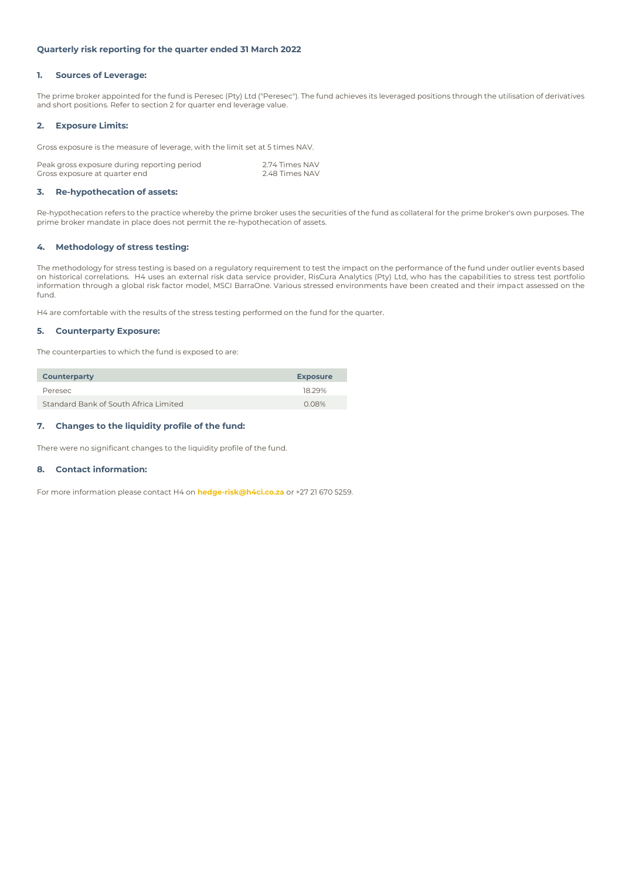### Quarterly risk reporting for the quarter ended 31 March 2022

#### 1. Sources of Leverage:

The prime broker appointed for the fund is Peresec (Pty) Ltd ("Peresec"). The fund achieves its leveraged positions through the utilisation of derivatives and short positions. Refer to section 2 for quarter end leverage value.

#### 2. Exposure Limits:

Gross exposure is the measure of leverage, with the limit set at 5 times NAV.

| | |
|---|---|
| Peak gross exposure during reporting period | 2.74 Times NAV |
| Gross exposure at quarter end | 2.48 Times NAV |

#### 3. Re-hypothecation of assets:

Re-hypothecation refers to the practice whereby the prime broker uses the securities of the fund as collateral for the prime broker's own purposes. The prime broker mandate in place does not permit the re-hypothecation of assets.

#### 4. Methodology of stress testing:

The methodology for stress testing is based on a regulatory requirement to test the impact on the performance of the fund under outlier events based on historical correlations. H4 uses an external risk data service provider, RisCura Analytics (Pty) Ltd, who has the capabilities to stress test portfolio information through a global risk factor model, MSCI BarraOne. Various stressed environments have been created and their impact assessed on the fund.

H4 are comfortable with the results of the stress testing performed on the fund for the quarter.

#### 5. Counterparty Exposure:

The counterparties to which the fund is exposed to are:

| Counterparty | Exposure |
|---|---|
| Peresec | 18.29% |
| Standard Bank of South Africa Limited | 0.08% |

#### 7. Changes to the liquidity profile of the fund:

There were no significant changes to the liquidity profile of the fund.

#### 8. Contact information:

For more information please contact H4 on **hedge-risk@h4ci.co.za** or +27 21 670 5259.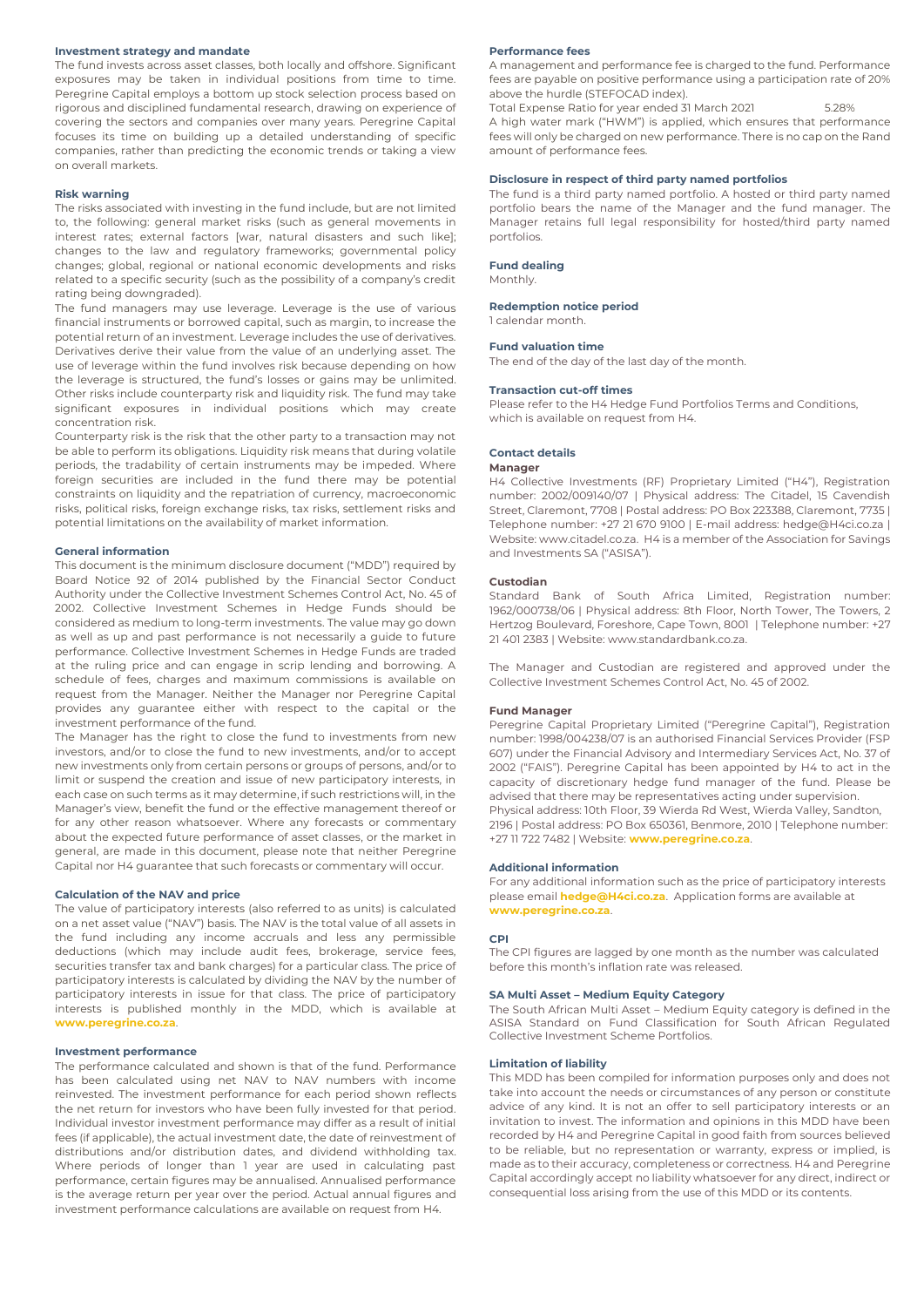### Investment strategy and mandate

The fund invests across asset classes, both locally and offshore. Significant exposures may be taken in individual positions from time to time. Peregrine Capital employs a bottom up stock selection process based on rigorous and disciplined fundamental research, drawing on experience of covering the sectors and companies over many years. Peregrine Capital focuses its time on building up a detailed understanding of specific companies, rather than predicting the economic trends or taking a view on overall markets.

### Risk warning

The risks associated with investing in the fund include, but are not limited to, the following: general market risks (such as general movements in interest rates; external factors [war, natural disasters and such like]; changes to the law and regulatory frameworks; governmental policy changes; global, regional or national economic developments and risks related to a specific security (such as the possibility of a company's credit rating being downgraded).

The fund managers may use leverage. Leverage is the use of various financial instruments or borrowed capital, such as margin, to increase the potential return of an investment. Leverage includes the use of derivatives. Derivatives derive their value from the value of an underlying asset. The use of leverage within the fund involves risk because depending on how the leverage is structured, the fund's losses or gains may be unlimited. Other risks include counterparty risk and liquidity risk. The fund may take significant exposures in individual positions which may create concentration risk.

Counterparty risk is the risk that the other party to a transaction may not be able to perform its obligations. Liquidity risk means that during volatile periods, the tradability of certain instruments may be impeded. Where foreign securities are included in the fund there may be potential constraints on liquidity and the repatriation of currency, macroeconomic risks, political risks, foreign exchange risks, tax risks, settlement risks and potential limitations on the availability of market information.

### General information

This document is the minimum disclosure document ("MDD") required by Board Notice 92 of 2014 published by the Financial Sector Conduct Authority under the Collective Investment Schemes Control Act, No. 45 of 2002. Collective Investment Schemes in Hedge Funds should be considered as medium to long-term investments. The value may go down as well as up and past performance is not necessarily a guide to future performance. Collective Investment Schemes in Hedge Funds are traded at the ruling price and can engage in scrip lending and borrowing. A schedule of fees, charges and maximum commissions is available on request from the Manager. Neither the Manager nor Peregrine Capital provides any guarantee either with respect to the capital or the investment performance of the fund.

The Manager has the right to close the fund to investments from new investors, and/or to close the fund to new investments, and/or to accept new investments only from certain persons or groups of persons, and/or to limit or suspend the creation and issue of new participatory interests, in each case on such terms as it may determine, if such restrictions will, in the Manager's view, benefit the fund or the effective management thereof or for any other reason whatsoever. Where any forecasts or commentary about the expected future performance of asset classes, or the market in general, are made in this document, please note that neither Peregrine Capital nor H4 guarantee that such forecasts or commentary will occur.

### Calculation of the NAV and price

The value of participatory interests (also referred to as units) is calculated on a net asset value ("NAV") basis. The NAV is the total value of all assets in the fund including any income accruals and less any permissible deductions (which may include audit fees, brokerage, service fees, securities transfer tax and bank charges) for a particular class. The price of participatory interests is calculated by dividing the NAV by the number of participatory interests in issue for that class. The price of participatory interests is published monthly in the MDD, which is available at **www.peregrine.co.za**.

### Investment performance

The performance calculated and shown is that of the fund. Performance has been calculated using net NAV to NAV numbers with income reinvested. The investment performance for each period shown reflects the net return for investors who have been fully invested for that period. Individual investor investment performance may differ as a result of initial fees (if applicable), the actual investment date, the date of reinvestment of distributions and/or distribution dates, and dividend withholding tax. Where periods of longer than 1 year are used in calculating past performance, certain figures may be annualised. Annualised performance is the average return per year over the period. Actual annual figures and investment performance calculations are available on request from H4.

### Performance fees

A management and performance fee is charged to the fund. Performance fees are payable on positive performance using a participation rate of 20% above the hurdle (STEFOCAD index).

Total Expense Ratio for year ended 31 March 2021 5.28%

A high water mark ("HWM") is applied, which ensures that performance fees will only be charged on new performance. There is no cap on the Rand amount of performance fees.

### Disclosure in respect of third party named portfolios

The fund is a third party named portfolio. A hosted or third party named portfolio bears the name of the Manager and the fund manager. The Manager retains full legal responsibility for hosted/third party named portfolios.

### Fund dealing

Monthly.

### Redemption notice period

1 calendar month.

### Fund valuation time

The end of the day of the last day of the month.

### Transaction cut-off times

Please refer to the H4 Hedge Fund Portfolios Terms and Conditions, which is available on request from H4.

### Contact details

**Manager**

H4 Collective Investments (RF) Proprietary Limited ("H4"), Registration number: 2002/009140/07 | Physical address: The Citadel, 15 Cavendish Street, Claremont, 7708 | Postal address: PO Box 223388, Claremont, 7735 | Telephone number: +27 21 670 9100 | E-mail address: hedge@H4ci.co.za | Website: www.citadel.co.za. H4 is a member of the Association for Savings and Investments SA ("ASISA").

### Custodian

Standard Bank of South Africa Limited, Registration number: 1962/000738/06 | Physical address: 8th Floor, North Tower, The Towers, 2 Hertzog Boulevard, Foreshore, Cape Town, 8001 | Telephone number: +27 21 401 2383 | Website: www.standardbank.co.za.

The Manager and Custodian are registered and approved under the Collective Investment Schemes Control Act, No. 45 of 2002.

### Fund Manager

Peregrine Capital Proprietary Limited ("Peregrine Capital"), Registration number: 1998/004238/07 is an authorised Financial Services Provider (FSP 607) under the Financial Advisory and Intermediary Services Act, No. 37 of 2002 ("FAIS"). Peregrine Capital has been appointed by H4 to act in the capacity of discretionary hedge fund manager of the fund. Please be advised that there may be representatives acting under supervision.
Physical address: 10th Floor, 39 Wierda Rd West, Wierda Valley, Sandton, 2196 | Postal address: PO Box 650361, Benmore, 2010 | Telephone number: +27 11 722 7482 | Website: **www.peregrine.co.za**.

### Additional information

For any additional information such as the price of participatory interests please email **hedge@H4ci.co.za**. Application forms are available at **www.peregrine.co.za**.

### CPI

The CPI figures are lagged by one month as the number was calculated before this month's inflation rate was released.

### SA Multi Asset – Medium Equity Category

The South African Multi Asset – Medium Equity category is defined in the ASISA Standard on Fund Classification for South African Regulated Collective Investment Scheme Portfolios.

### Limitation of liability

This MDD has been compiled for information purposes only and does not take into account the needs or circumstances of any person or constitute advice of any kind. It is not an offer to sell participatory interests or an invitation to invest. The information and opinions in this MDD have been recorded by H4 and Peregrine Capital in good faith from sources believed to be reliable, but no representation or warranty, express or implied, is made as to their accuracy, completeness or correctness. H4 and Peregrine Capital accordingly accept no liability whatsoever for any direct, indirect or consequential loss arising from the use of this MDD or its contents.